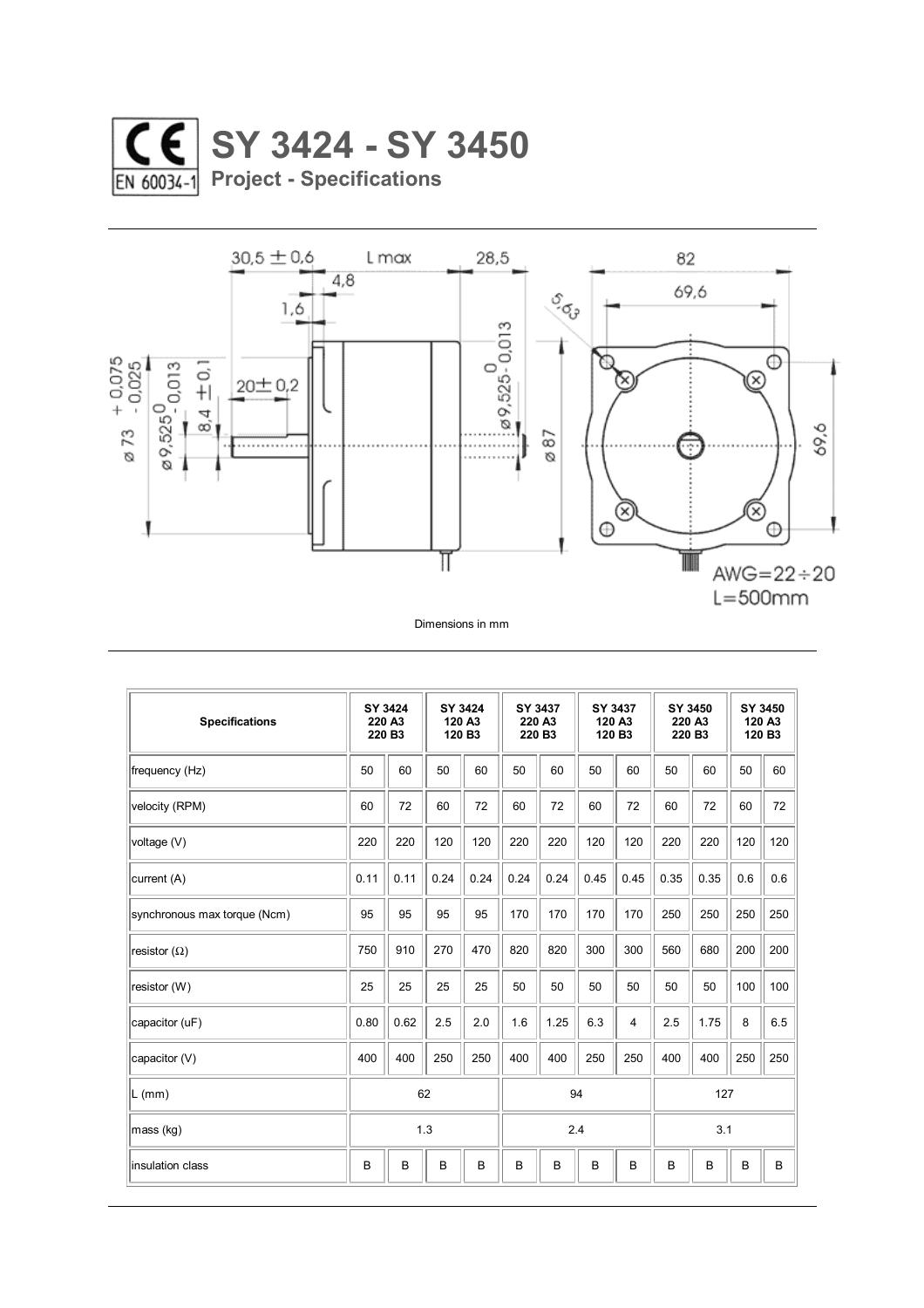# SY 3424 - SY 3450

## Project - Specifications

Dimensions in mm

| Specifications | SY 3424 220 A3 220 B3 | | SY 3424 120 A3 120 B3 | | SY 3437 220 A3 220 B3 | | SY 3437 120 A3 120 B3 | | SY 3450 220 A3 220 B3 | | SY 3450 120 A3 120 B3 | |
|---|---|---|---|---|---|---|---|---|---|---|---|---|
| frequency (Hz) | 50 | 60 | 50 | 60 | 50 | 60 | 50 | 60 | 50 | 60 | 50 | 60 |
| velocity (RPM) | 60 | 72 | 60 | 72 | 60 | 72 | 60 | 72 | 60 | 72 | 60 | 72 |
| voltage (V) | 220 | 220 | 120 | 120 | 220 | 220 | 120 | 120 | 220 | 220 | 120 | 120 |
| current (A) | 0.11 | 0.11 | 0.24 | 0.24 | 0.24 | 0.24 | 0.45 | 0.45 | 0.35 | 0.35 | 0.6 | 0.6 |
| synchronous max torque (Ncm) | 95 | 95 | 95 | 95 | 170 | 170 | 170 | 170 | 250 | 250 | 250 | 250 |
| resistor (Ω) | 750 | 910 | 270 | 470 | 820 | 820 | 300 | 300 | 560 | 680 | 200 | 200 |
| resistor (W) | 25 | 25 | 25 | 25 | 50 | 50 | 50 | 50 | 50 | 50 | 100 | 100 |
| capacitor (uF) | 0.80 | 0.62 | 2.5 | 2.0 | 1.6 | 1.25 | 6.3 | 4 | 2.5 | 1.75 | 8 | 6.5 |
| capacitor (V) | 400 | 400 | 250 | 250 | 400 | 400 | 250 | 250 | 400 | 400 | 250 | 250 |
| L (mm) | 62 | | | | 94 | | | | 127 | | | |
| mass (kg) | 1.3 | | | | 2.4 | | | | 3.1 | | | |
| insulation class | B | B | B | B | B | B | B | B | B | B | B | B |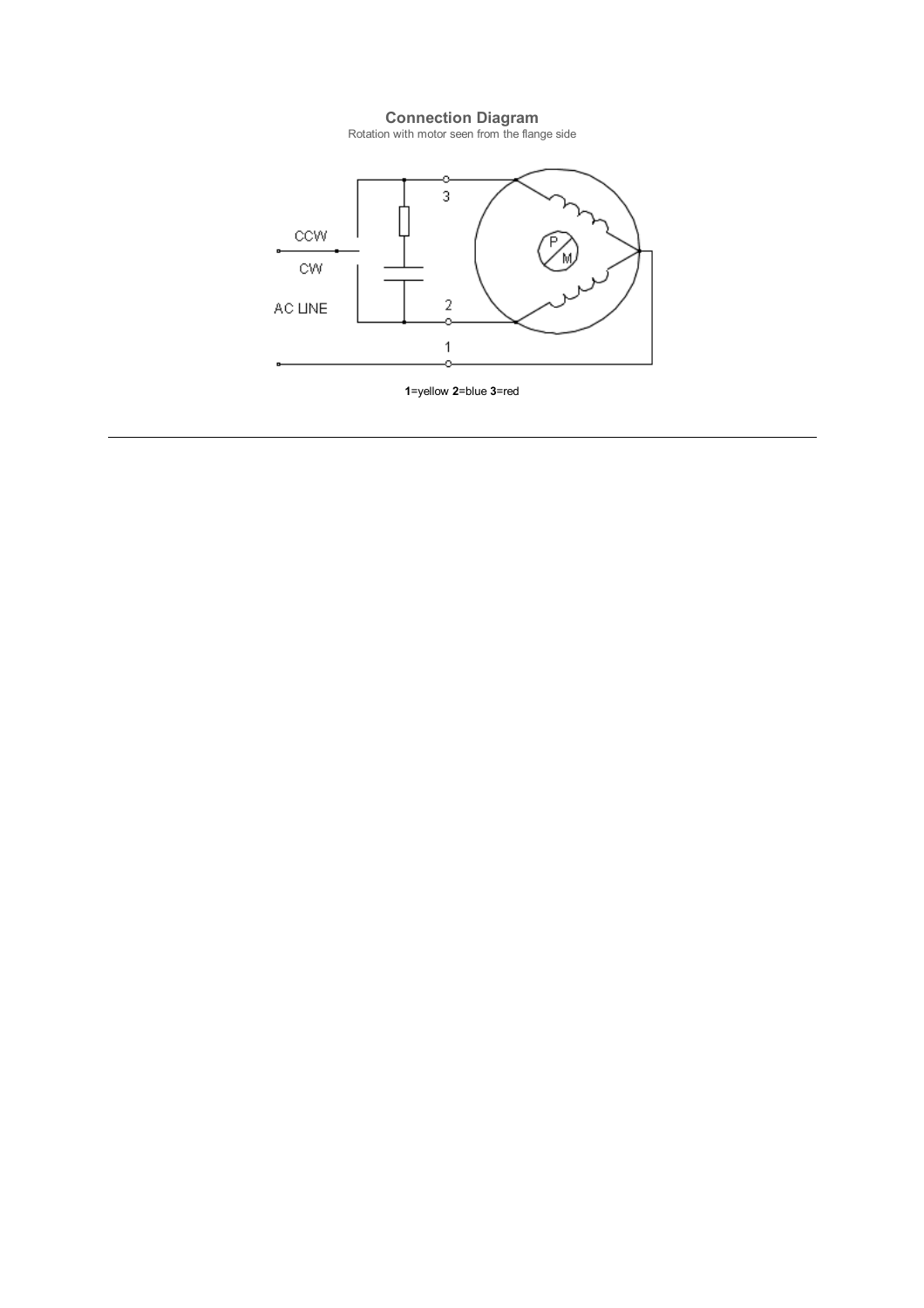**Connection Diagram**

Rotation with motor seen from the flange side

CCW

CW

AC LINE

3

2

1

P

M

**1**=yellow **2**=blue **3**=red

---